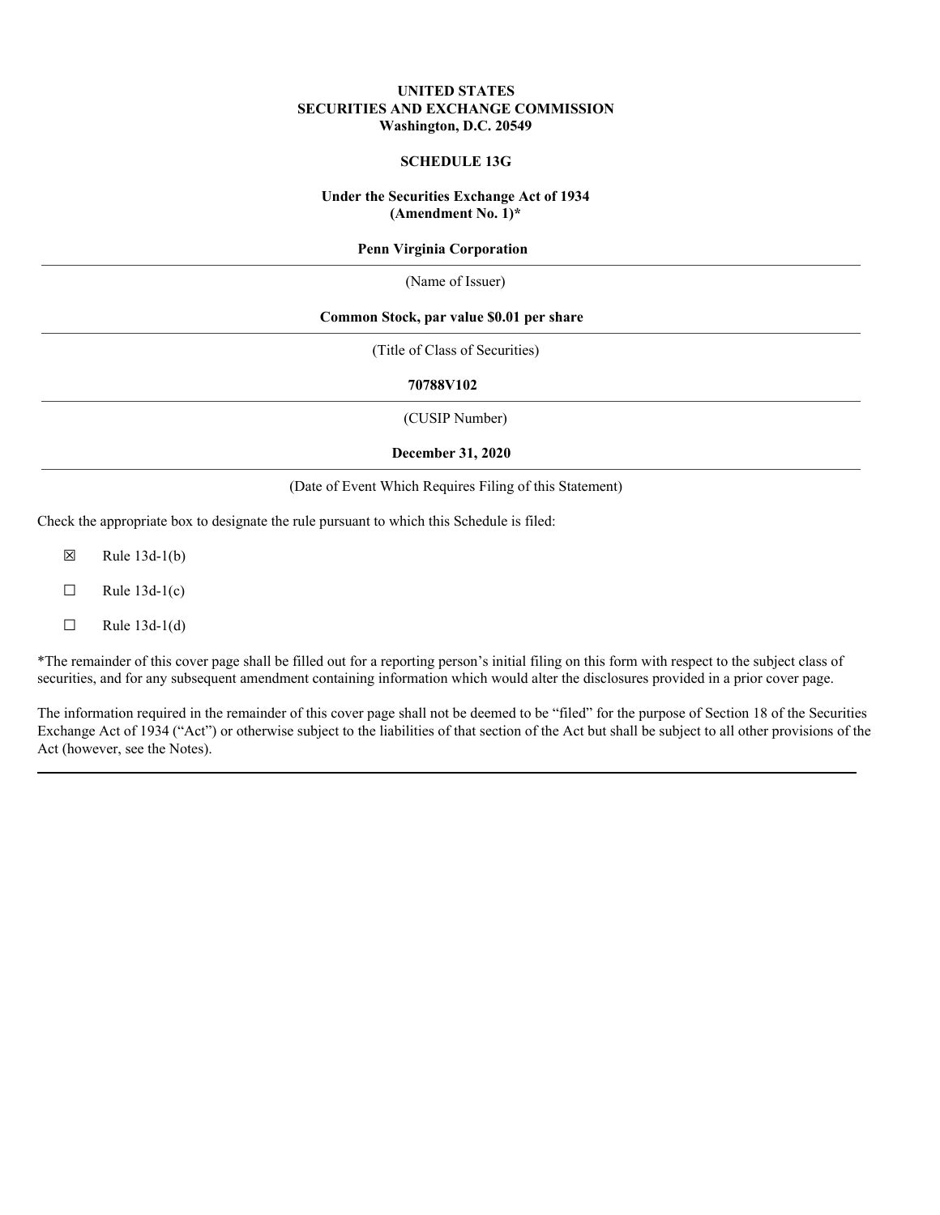**UNITED STATES**
**SECURITIES AND EXCHANGE COMMISSION**
**Washington, D.C. 20549**

**SCHEDULE 13G**

**Under the Securities Exchange Act of 1934**
**(Amendment No. 1)***

**Penn Virginia Corporation**

(Name of Issuer)

**Common Stock, par value $0.01 per share**

(Title of Class of Securities)

**70788V102**

(CUSIP Number)

**December 31, 2020**

(Date of Event Which Requires Filing of this Statement)

Check the appropriate box to designate the rule pursuant to which this Schedule is filed:

☒ Rule 13d-1(b)

☐ Rule 13d-1(c)

☐ Rule 13d-1(d)

*The remainder of this cover page shall be filled out for a reporting person's initial filing on this form with respect to the subject class of securities, and for any subsequent amendment containing information which would alter the disclosures provided in a prior cover page.

The information required in the remainder of this cover page shall not be deemed to be "filed" for the purpose of Section 18 of the Securities Exchange Act of 1934 ("Act") or otherwise subject to the liabilities of that section of the Act but shall be subject to all other provisions of the Act (however, see the Notes).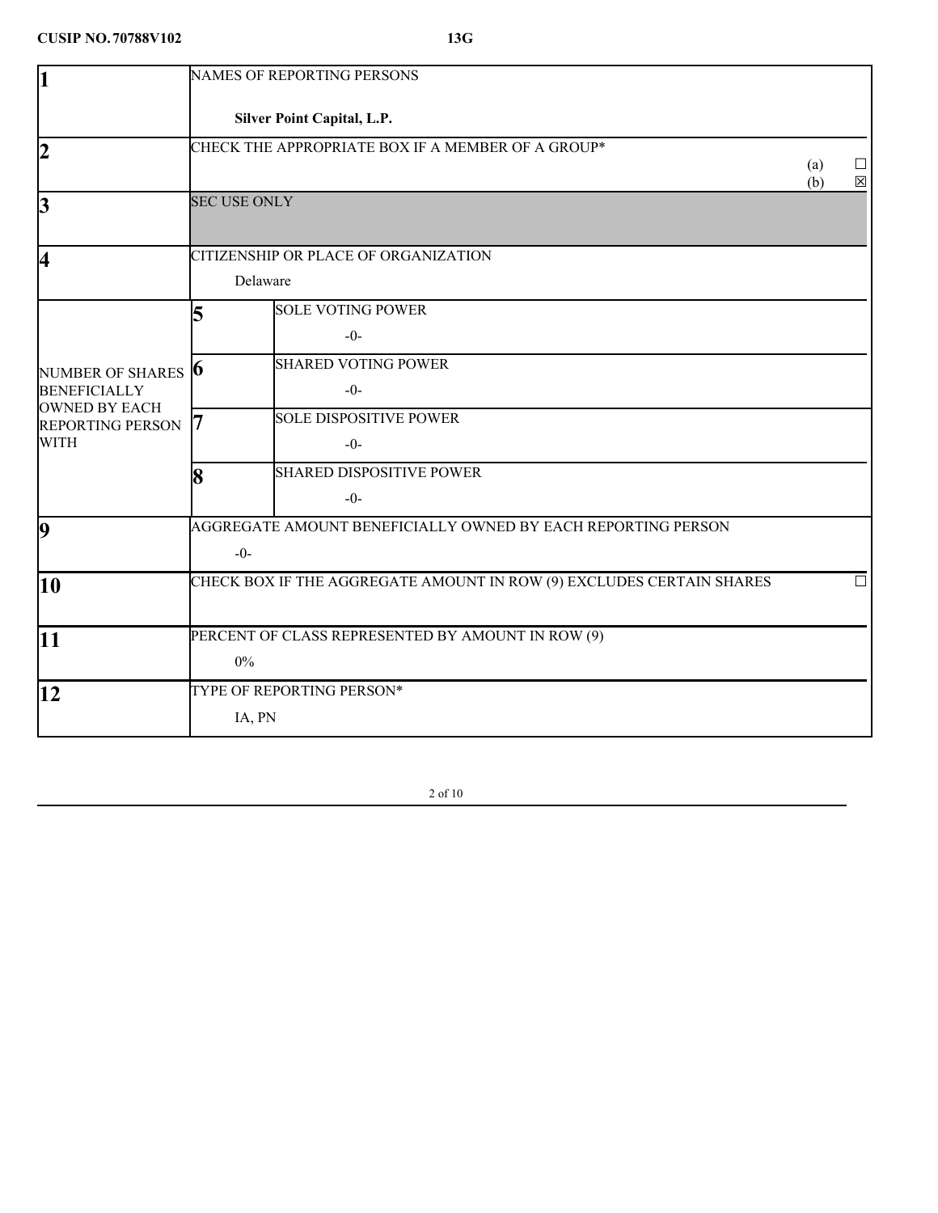CUSIP NO. 70788V102 **13G**

| | | | |
|---|---|---|---|
| **1** | NAMES OF REPORTING PERSONS<br><br>**Silver Point Capital, L.P.** | | |
| **2** | CHECK THE APPROPRIATE BOX IF A MEMBER OF A GROUP*<br>(a) ☐<br>(b) ☒ | | |
| **3** | SEC USE ONLY | | |
| **4** | CITIZENSHIP OR PLACE OF ORGANIZATION<br><br>Delaware | | |
| NUMBER OF SHARES BENEFICIALLY OWNED BY EACH REPORTING PERSON WITH | **5** | SOLE VOTING POWER<br><br>-0- | |
| | **6** | SHARED VOTING POWER<br><br>-0- | |
| | **7** | SOLE DISPOSITIVE POWER<br><br>-0- | |
| | **8** | SHARED DISPOSITIVE POWER<br><br>-0- | |
| **9** | AGGREGATE AMOUNT BENEFICIALLY OWNED BY EACH REPORTING PERSON<br><br>-0- | | |
| **10** | CHECK BOX IF THE AGGREGATE AMOUNT IN ROW (9) EXCLUDES CERTAIN SHARES ☐ | | |
| **11** | PERCENT OF CLASS REPRESENTED BY AMOUNT IN ROW (9)<br><br>0% | | |
| **12** | TYPE OF REPORTING PERSON*<br><br>IA, PN | | |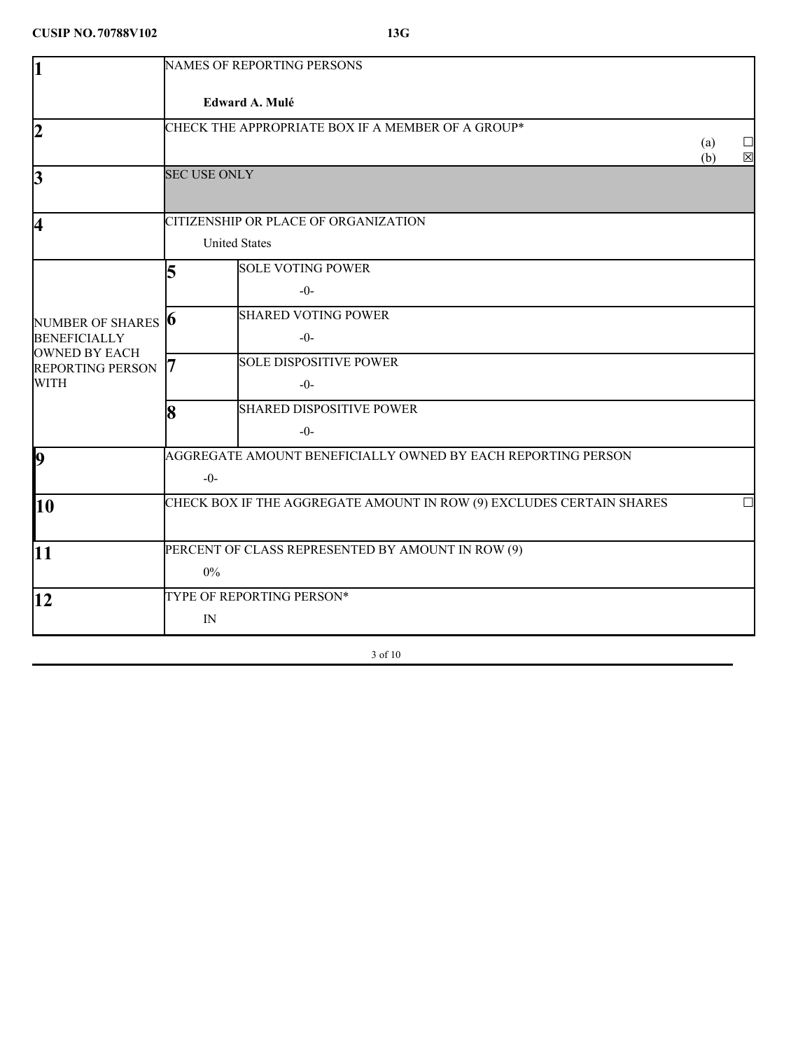**CUSIP NO. 70788V102** **13G**

| | | |
|---|---|---|
| **1** | NAMES OF REPORTING PERSONS<br><br>**Edward A. Mulé** | |
| **2** | CHECK THE APPROPRIATE BOX IF A MEMBER OF A GROUP*<br>(a) ☐<br>(b) ☒ | |
| **3** | SEC USE ONLY | |
| **4** | CITIZENSHIP OR PLACE OF ORGANIZATION<br>United States | |
| NUMBER OF SHARES BENEFICIALLY OWNED BY EACH REPORTING PERSON WITH | **5** | SOLE VOTING POWER<br>-0- |
| | **6** | SHARED VOTING POWER<br>-0- |
| | **7** | SOLE DISPOSITIVE POWER<br>-0- |
| | **8** | SHARED DISPOSITIVE POWER<br>-0- |
| **9** | AGGREGATE AMOUNT BENEFICIALLY OWNED BY EACH REPORTING PERSON<br>-0- | |
| **10** | CHECK BOX IF THE AGGREGATE AMOUNT IN ROW (9) EXCLUDES CERTAIN SHARES ☐ | |
| **11** | PERCENT OF CLASS REPRESENTED BY AMOUNT IN ROW (9)<br>0% | |
| **12** | TYPE OF REPORTING PERSON*<br>IN | |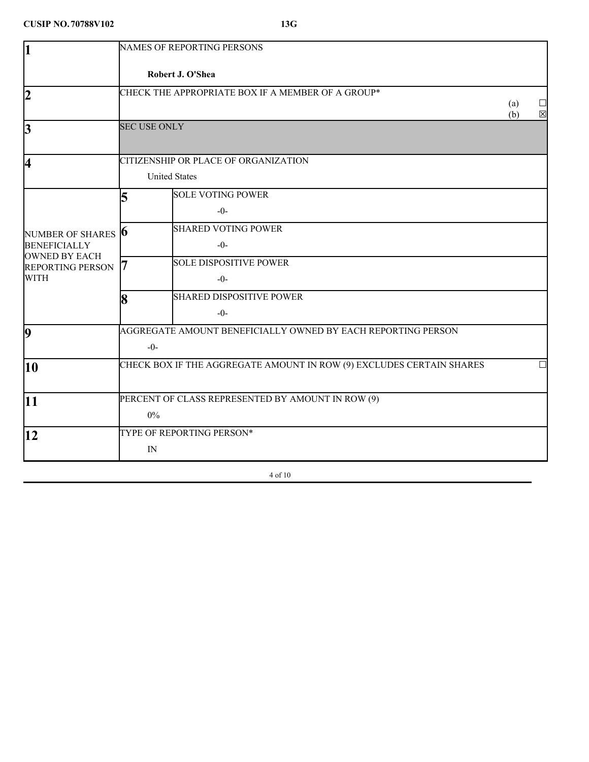CUSIP NO. 70788V102 13G

| | | | |
|---|---|---|---|
| 1 | NAMES OF REPORTING PERSONS<br><br>**Robert J. O'Shea** | | |
| 2 | CHECK THE APPROPRIATE BOX IF A MEMBER OF A GROUP* | | (a) ☐<br>(b) ☒ |
| 3 | SEC USE ONLY | | |
| 4 | CITIZENSHIP OR PLACE OF ORGANIZATION<br><br>United States | | |
| NUMBER OF SHARES BENEFICIALLY OWNED BY EACH REPORTING PERSON WITH | 5 | SOLE VOTING POWER<br><br>-0- | |
| | 6 | SHARED VOTING POWER<br><br>-0- | |
| | 7 | SOLE DISPOSITIVE POWER<br><br>-0- | |
| | 8 | SHARED DISPOSITIVE POWER<br><br>-0- | |
| 9 | AGGREGATE AMOUNT BENEFICIALLY OWNED BY EACH REPORTING PERSON<br><br>-0- | | |
| 10 | CHECK BOX IF THE AGGREGATE AMOUNT IN ROW (9) EXCLUDES CERTAIN SHARES | | ☐ |
| 11 | PERCENT OF CLASS REPRESENTED BY AMOUNT IN ROW (9)<br><br>0% | | |
| 12 | TYPE OF REPORTING PERSON*<br><br>IN | | |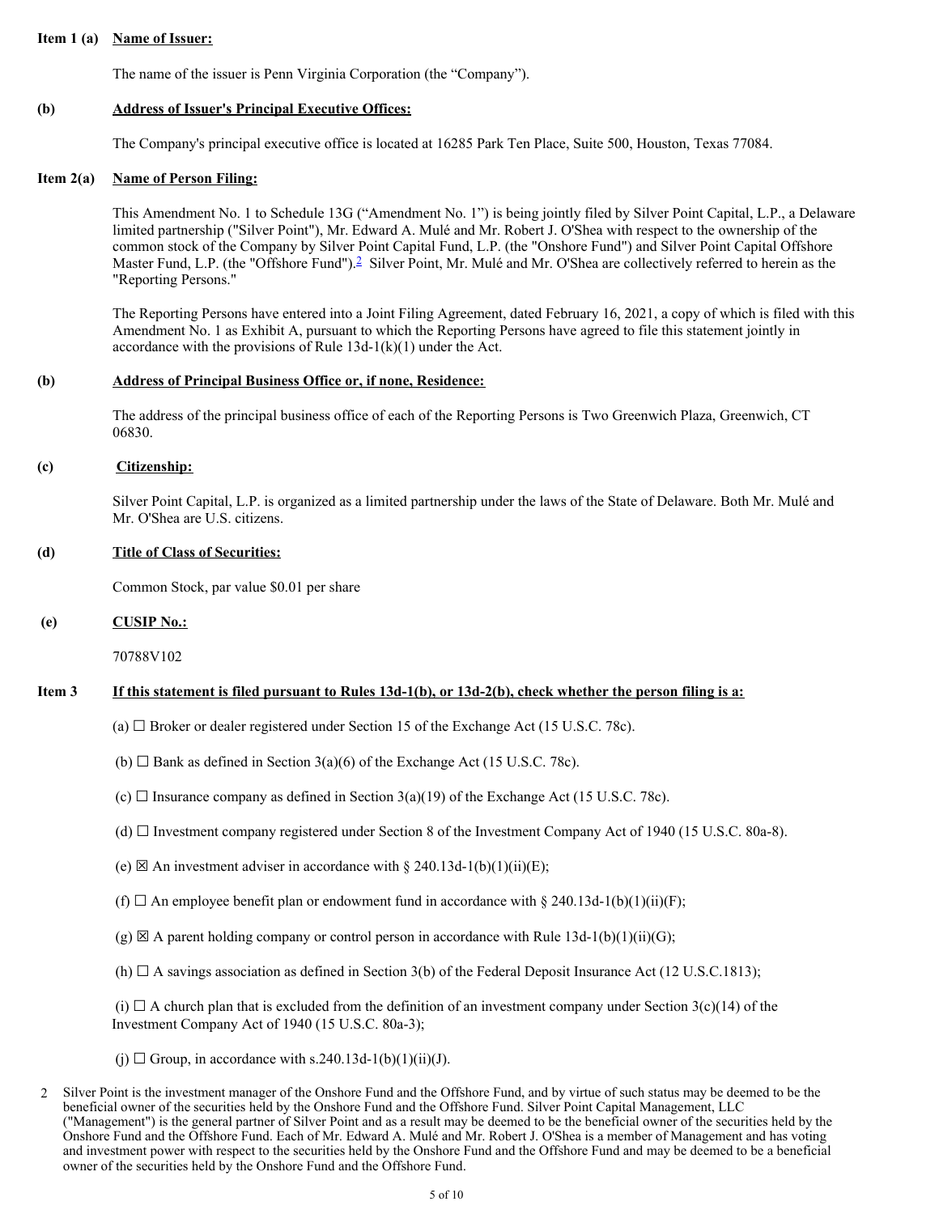**Item 1 (a)** **Name of Issuer:**

The name of the issuer is Penn Virginia Corporation (the "Company").

**(b)** **Address of Issuer's Principal Executive Offices:**

The Company's principal executive office is located at 16285 Park Ten Place, Suite 500, Houston, Texas 77084.

**Item 2(a)** **Name of Person Filing:**

This Amendment No. 1 to Schedule 13G ("Amendment No. 1") is being jointly filed by Silver Point Capital, L.P., a Delaware limited partnership ("Silver Point"), Mr. Edward A. Mulé and Mr. Robert J. O'Shea with respect to the ownership of the common stock of the Company by Silver Point Capital Fund, L.P. (the "Onshore Fund") and Silver Point Capital Offshore Master Fund, L.P. (the "Offshore Fund").[2] Silver Point, Mr. Mulé and Mr. O'Shea are collectively referred to herein as the "Reporting Persons."

The Reporting Persons have entered into a Joint Filing Agreement, dated February 16, 2021, a copy of which is filed with this Amendment No. 1 as Exhibit A, pursuant to which the Reporting Persons have agreed to file this statement jointly in accordance with the provisions of Rule 13d-1(k)(1) under the Act.

**(b)** **Address of Principal Business Office or, if none, Residence:**

The address of the principal business office of each of the Reporting Persons is Two Greenwich Plaza, Greenwich, CT 06830.

**(c)** **Citizenship:**

Silver Point Capital, L.P. is organized as a limited partnership under the laws of the State of Delaware. Both Mr. Mulé and Mr. O'Shea are U.S. citizens.

**(d)** **Title of Class of Securities:**

Common Stock, par value $0.01 per share

**(e)** **CUSIP No.:**

70788V102

**Item 3** **If this statement is filed pursuant to Rules 13d-1(b), or 13d-2(b), check whether the person filing is a:**

(a) ☐ Broker or dealer registered under Section 15 of the Exchange Act (15 U.S.C. 78c).

(b) ☐ Bank as defined in Section 3(a)(6) of the Exchange Act (15 U.S.C. 78c).

(c) ☐ Insurance company as defined in Section 3(a)(19) of the Exchange Act (15 U.S.C. 78c).

(d) ☐ Investment company registered under Section 8 of the Investment Company Act of 1940 (15 U.S.C. 80a-8).

(e) ☒ An investment adviser in accordance with § 240.13d-1(b)(1)(ii)(E);

(f) ☐ An employee benefit plan or endowment fund in accordance with § 240.13d-1(b)(1)(ii)(F);

(g) ☒ A parent holding company or control person in accordance with Rule 13d-1(b)(1)(ii)(G);

(h) ☐ A savings association as defined in Section 3(b) of the Federal Deposit Insurance Act (12 U.S.C.1813);

(i) ☐ A church plan that is excluded from the definition of an investment company under Section 3(c)(14) of the Investment Company Act of 1940 (15 U.S.C. 80a-3);

(j) ☐ Group, in accordance with s.240.13d-1(b)(1)(ii)(J).

[2] Silver Point is the investment manager of the Onshore Fund and the Offshore Fund, and by virtue of such status may be deemed to be the beneficial owner of the securities held by the Onshore Fund and the Offshore Fund. Silver Point Capital Management, LLC ("Management") is the general partner of Silver Point and as a result may be deemed to be the beneficial owner of the securities held by the Onshore Fund and the Offshore Fund. Each of Mr. Edward A. Mulé and Mr. Robert J. O'Shea is a member of Management and has voting and investment power with respect to the securities held by the Onshore Fund and the Offshore Fund and may be deemed to be a beneficial owner of the securities held by the Onshore Fund and the Offshore Fund.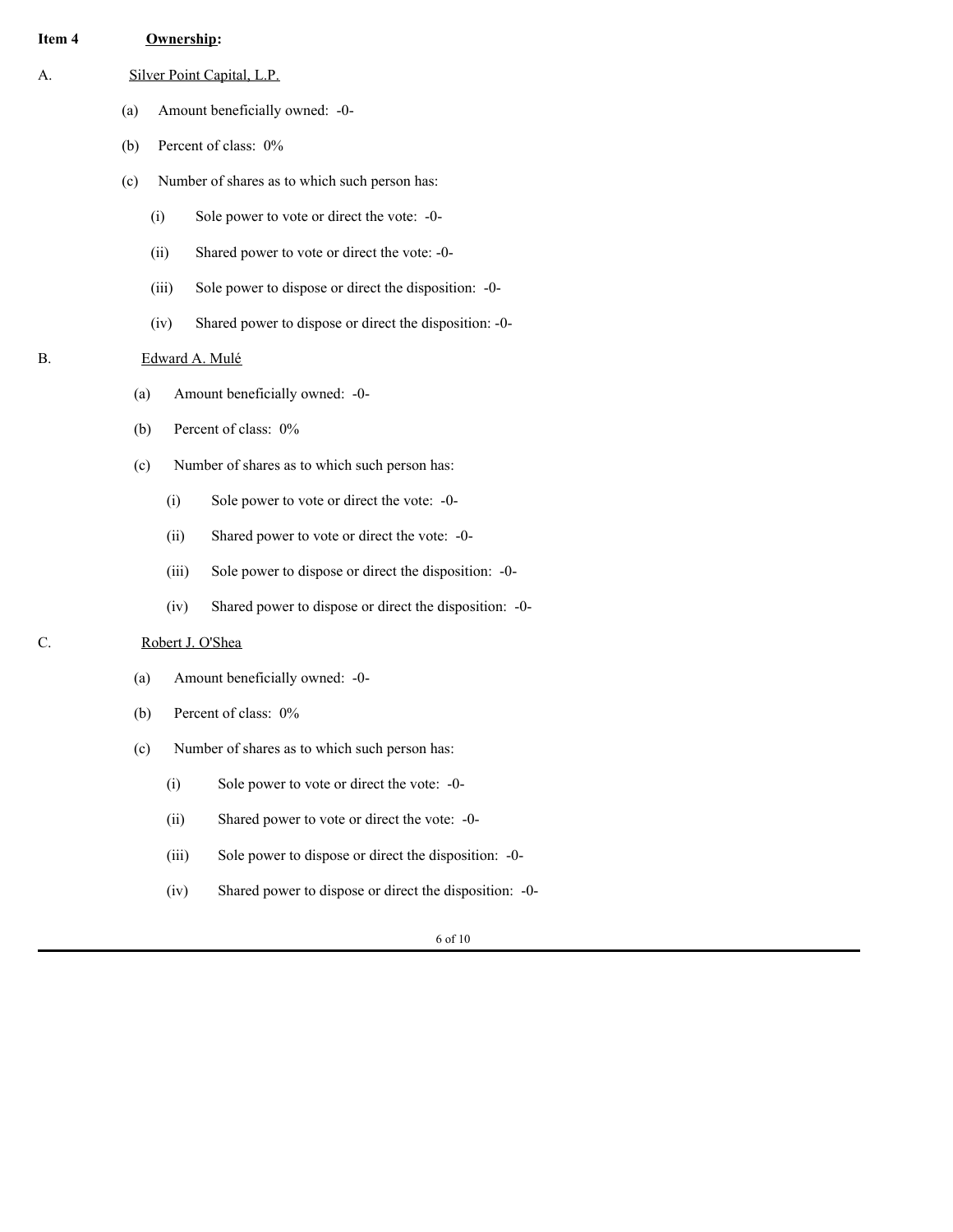**Item 4** **Ownership:**

A. Silver Point Capital, L.P.

(a) Amount beneficially owned: -0-

(b) Percent of class: 0%

(c) Number of shares as to which such person has:

(i) Sole power to vote or direct the vote: -0-

(ii) Shared power to vote or direct the vote: -0-

(iii) Sole power to dispose or direct the disposition: -0-

(iv) Shared power to dispose or direct the disposition: -0-

B. Edward A. Mulé

(a) Amount beneficially owned: -0-

(b) Percent of class: 0%

(c) Number of shares as to which such person has:

(i) Sole power to vote or direct the vote: -0-

(ii) Shared power to vote or direct the vote: -0-

(iii) Sole power to dispose or direct the disposition: -0-

(iv) Shared power to dispose or direct the disposition: -0-

C. Robert J. O'Shea

(a) Amount beneficially owned: -0-

(b) Percent of class: 0%

(c) Number of shares as to which such person has:

(i) Sole power to vote or direct the vote: -0-

(ii) Shared power to vote or direct the vote: -0-

(iii) Sole power to dispose or direct the disposition: -0-

(iv) Shared power to dispose or direct the disposition: -0-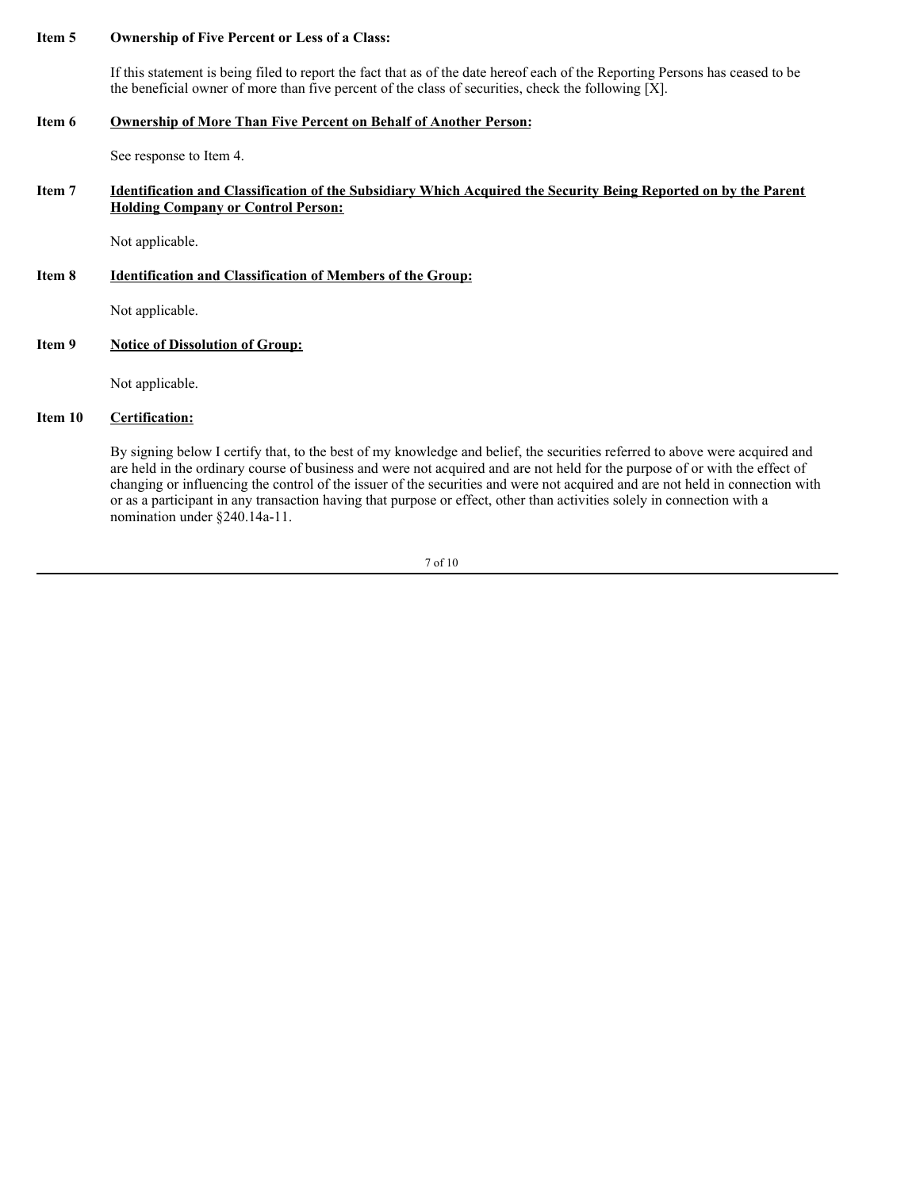**Item 5** **Ownership of Five Percent or Less of a Class:**

If this statement is being filed to report the fact that as of the date hereof each of the Reporting Persons has ceased to be the beneficial owner of more than five percent of the class of securities, check the following [X].

**Item 6** **Ownership of More Than Five Percent on Behalf of Another Person:**

See response to Item 4.

**Item 7** **Identification and Classification of the Subsidiary Which Acquired the Security Being Reported on by the Parent Holding Company or Control Person:**

Not applicable.

**Item 8** **Identification and Classification of Members of the Group:**

Not applicable.

**Item 9** **Notice of Dissolution of Group:**

Not applicable.

**Item 10** **Certification:**

By signing below I certify that, to the best of my knowledge and belief, the securities referred to above were acquired and are held in the ordinary course of business and were not acquired and are not held for the purpose of or with the effect of changing or influencing the control of the issuer of the securities and were not acquired and are not held in connection with or as a participant in any transaction having that purpose or effect, other than activities solely in connection with a nomination under §240.14a-11.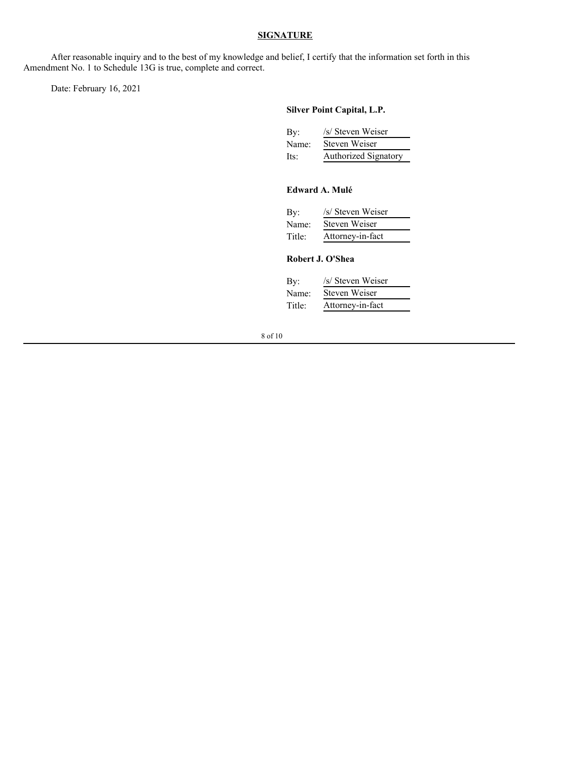## SIGNATURE

After reasonable inquiry and to the best of my knowledge and belief, I certify that the information set forth in this Amendment No. 1 to Schedule 13G is true, complete and correct.

Date: February 16, 2021

**Silver Point Capital, L.P.**

By: /s/ Steven Weiser
Name: Steven Weiser
Its: Authorized Signatory

**Edward A. Mulé**

By: /s/ Steven Weiser
Name: Steven Weiser
Title: Attorney-in-fact

**Robert J. O'Shea**

By: /s/ Steven Weiser
Name: Steven Weiser
Title: Attorney-in-fact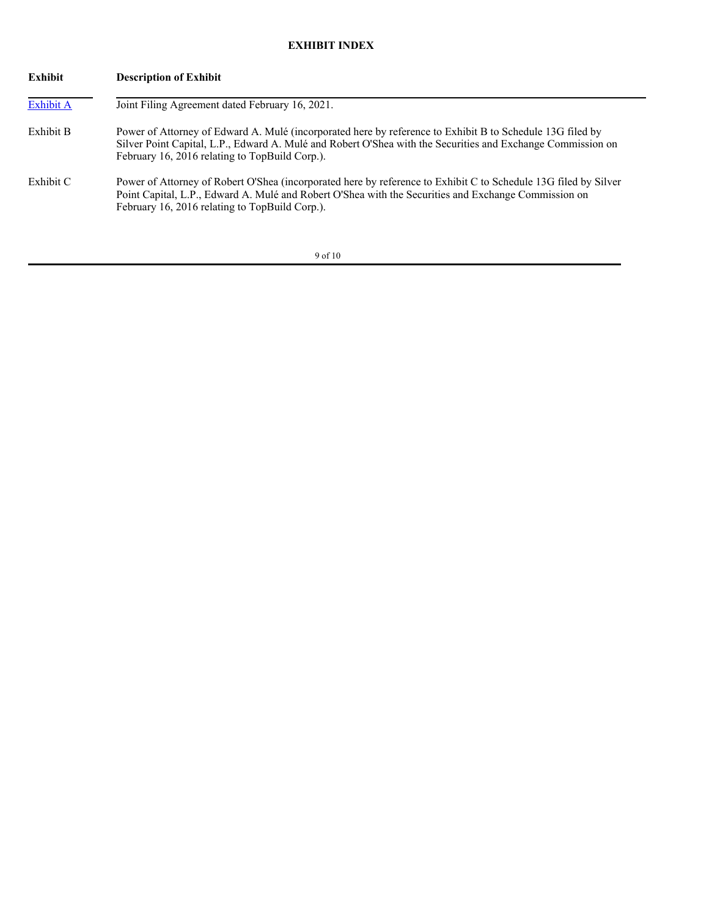# EXHIBIT INDEX

| Exhibit | Description of Exhibit |
|---|---|
| Exhibit A | Joint Filing Agreement dated February 16, 2021. |
| Exhibit B | Power of Attorney of Edward A. Mulé (incorporated here by reference to Exhibit B to Schedule 13G filed by Silver Point Capital, L.P., Edward A. Mulé and Robert O'Shea with the Securities and Exchange Commission on February 16, 2016 relating to TopBuild Corp.). |
| Exhibit C | Power of Attorney of Robert O'Shea (incorporated here by reference to Exhibit C to Schedule 13G filed by Silver Point Capital, L.P., Edward A. Mulé and Robert O'Shea with the Securities and Exchange Commission on February 16, 2016 relating to TopBuild Corp.). |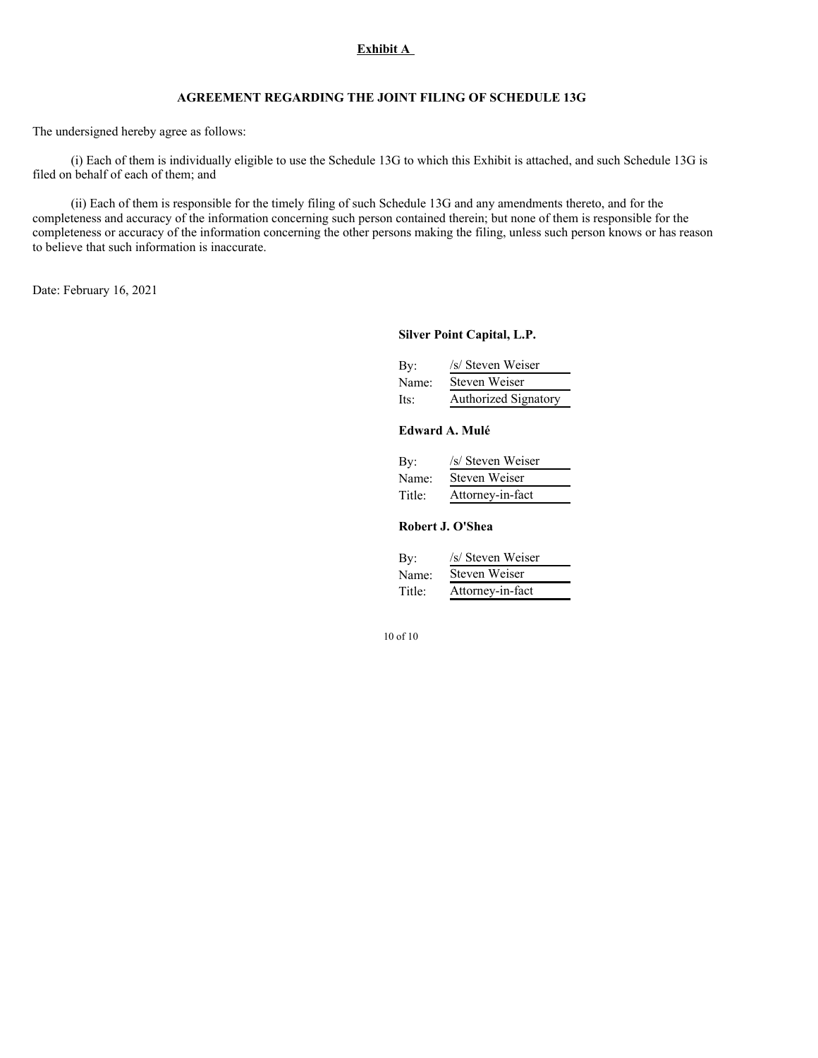**Exhibit A**

**AGREEMENT REGARDING THE JOINT FILING OF SCHEDULE 13G**

The undersigned hereby agree as follows:

(i) Each of them is individually eligible to use the Schedule 13G to which this Exhibit is attached, and such Schedule 13G is filed on behalf of each of them; and

(ii) Each of them is responsible for the timely filing of such Schedule 13G and any amendments thereto, and for the completeness and accuracy of the information concerning such person contained therein; but none of them is responsible for the completeness or accuracy of the information concerning the other persons making the filing, unless such person knows or has reason to believe that such information is inaccurate.

Date: February 16, 2021

**Silver Point Capital, L.P.**

| | |
|---|---|
| By: | /s/ Steven Weiser |
| Name: | Steven Weiser |
| Its: | Authorized Signatory |

**Edward A. Mulé**

| | |
|---|---|
| By: | /s/ Steven Weiser |
| Name: | Steven Weiser |
| Title: | Attorney-in-fact |

**Robert J. O'Shea**

| | |
|---|---|
| By: | /s/ Steven Weiser |
| Name: | Steven Weiser |
| Title: | Attorney-in-fact |